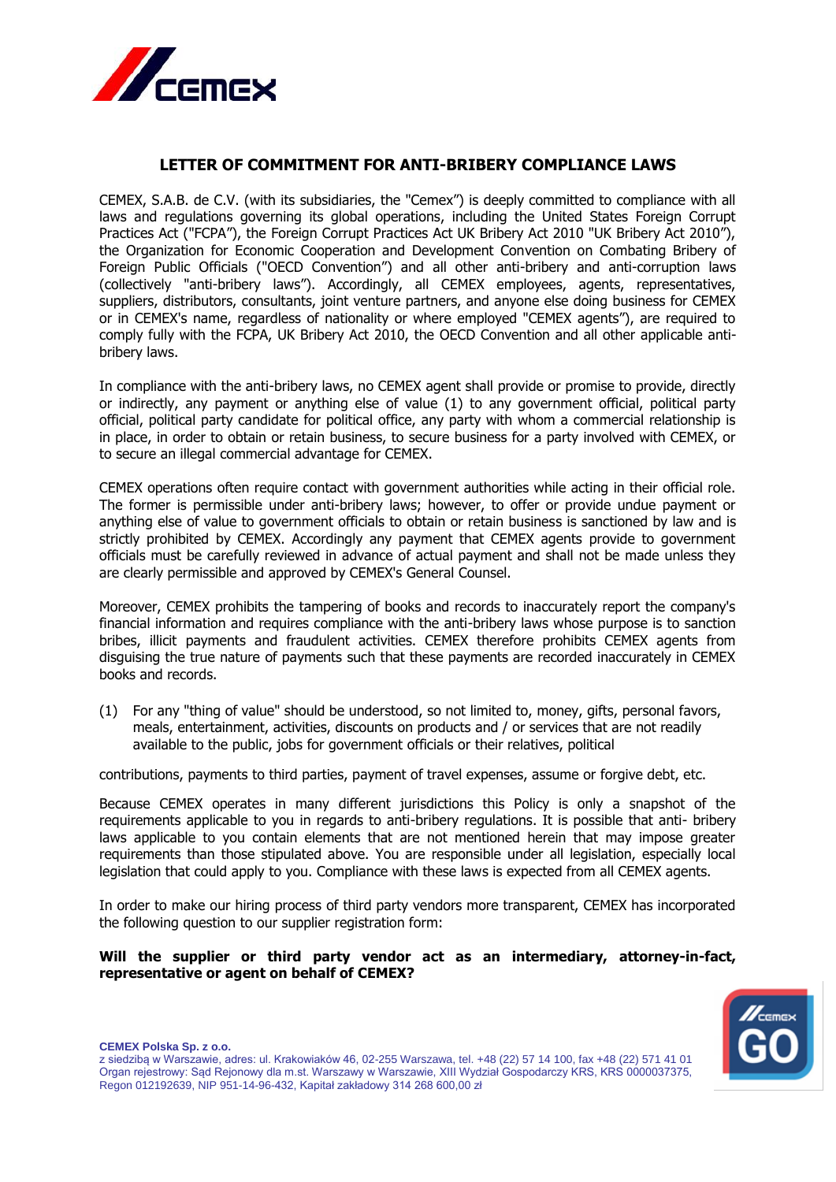# LETTER OF COMMITMENT FOR ANTI-BRIBERY COMPLIANCE LAWS

CEMEX, S.A.B. de C.V. (with its subsidiaries, the "Cemex") is deeply committed to compliance with all laws and regulations governing its global operations, including the United States Foreign Corrupt Practices Act ("FCPA"), the Foreign Corrupt Practices Act UK Bribery Act 2010 "UK Bribery Act 2010"), the Organization for Economic Cooperation and Development Convention on Combating Bribery of Foreign Public Officials ("OECD Convention") and all other anti-bribery and anti-corruption laws (collectively "anti-bribery laws"). Accordingly, all CEMEX employees, agents, representatives, suppliers, distributors, consultants, joint venture partners, and anyone else doing business for CEMEX or in CEMEX's name, regardless of nationality or where employed "CEMEX agents"), are required to comply fully with the FCPA, UK Bribery Act 2010, the OECD Convention and all other applicable anti-bribery laws.

In compliance with the anti-bribery laws, no CEMEX agent shall provide or promise to provide, directly or indirectly, any payment or anything else of value (1) to any government official, political party official, political party candidate for political office, any party with whom a commercial relationship is in place, in order to obtain or retain business, to secure business for a party involved with CEMEX, or to secure an illegal commercial advantage for CEMEX.

CEMEX operations often require contact with government authorities while acting in their official role. The former is permissible under anti-bribery laws; however, to offer or provide undue payment or anything else of value to government officials to obtain or retain business is sanctioned by law and is strictly prohibited by CEMEX. Accordingly any payment that CEMEX agents provide to government officials must be carefully reviewed in advance of actual payment and shall not be made unless they are clearly permissible and approved by CEMEX's General Counsel.

Moreover, CEMEX prohibits the tampering of books and records to inaccurately report the company's financial information and requires compliance with the anti-bribery laws whose purpose is to sanction bribes, illicit payments and fraudulent activities. CEMEX therefore prohibits CEMEX agents from disguising the true nature of payments such that these payments are recorded inaccurately in CEMEX books and records.

(1) For any "thing of value" should be understood, so not limited to, money, gifts, personal favors, meals, entertainment, activities, discounts on products and / or services that are not readily available to the public, jobs for government officials or their relatives, political contributions, payments to third parties, payment of travel expenses, assume or forgive debt, etc.

Because CEMEX operates in many different jurisdictions this Policy is only a snapshot of the requirements applicable to you in regards to anti-bribery regulations. It is possible that anti- bribery laws applicable to you contain elements that are not mentioned herein that may impose greater requirements than those stipulated above. You are responsible under all legislation, especially local legislation that could apply to you. Compliance with these laws is expected from all CEMEX agents.

In order to make our hiring process of third party vendors more transparent, CEMEX has incorporated the following question to our supplier registration form:

**Will the supplier or third party vendor act as an intermediary, attorney-in-fact, representative or agent on behalf of CEMEX?**

**CEMEX Polska Sp. z o.o.**
z siedzibą w Warszawie, adres: ul. Krakowiaków 46, 02-255 Warszawa, tel. +48 (22) 57 14 100, fax +48 (22) 571 41 01
Organ rejestrowy: Sąd Rejonowy dla m.st. Warszawy w Warszawie, XIII Wydział Gospodarczy KRS, KRS 0000037375, Regon 012192639, NIP 951-14-96-432, Kapitał zakładowy 314 268 600,00 zł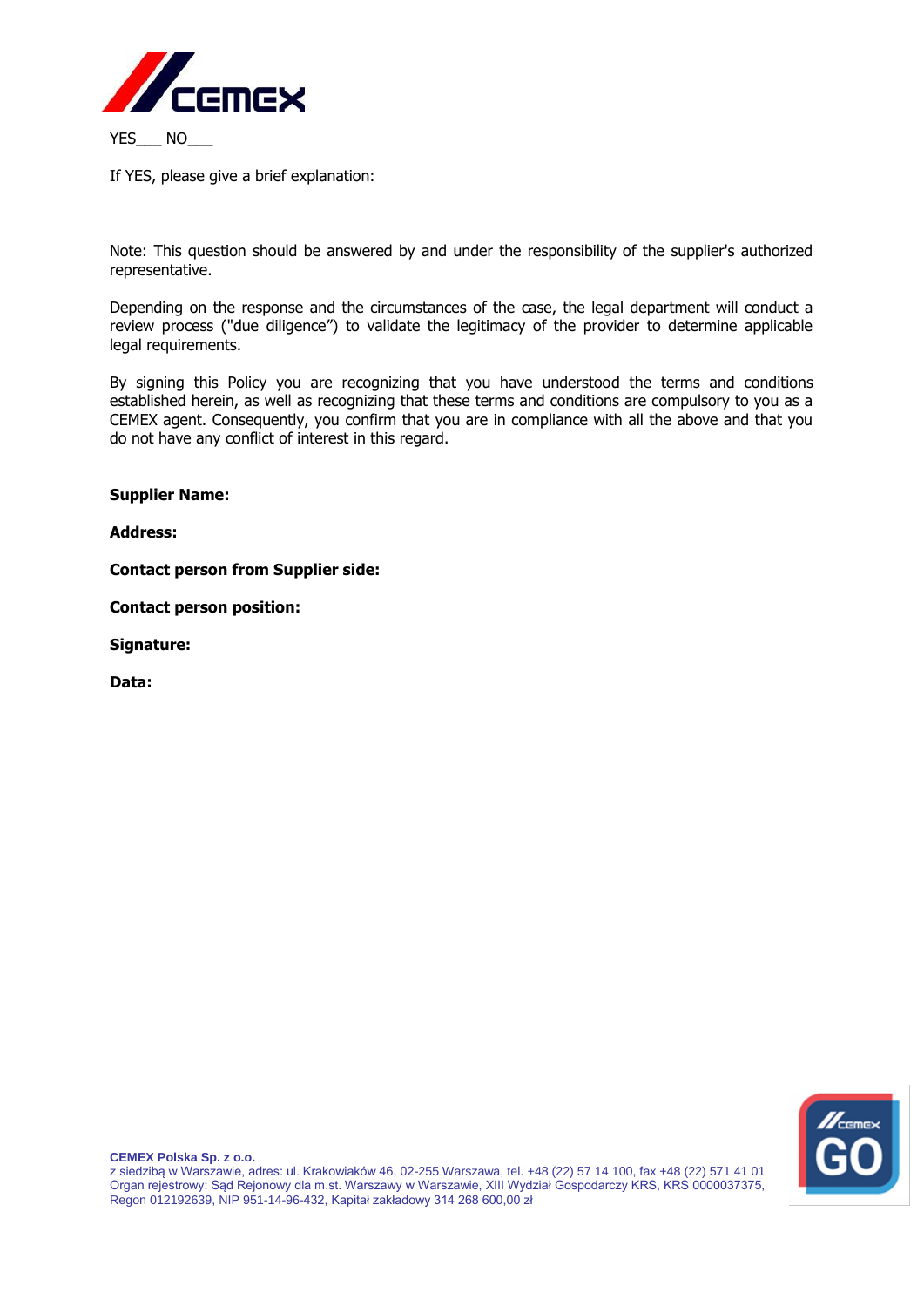YES___ NO___

If YES, please give a brief explanation:

Note: This question should be answered by and under the responsibility of the supplier's authorized representative.

Depending on the response and the circumstances of the case, the legal department will conduct a review process ("due diligence") to validate the legitimacy of the provider to determine applicable legal requirements.

By signing this Policy you are recognizing that you have understood the terms and conditions established herein, as well as recognizing that these terms and conditions are compulsory to you as a CEMEX agent. Consequently, you confirm that you are in compliance with all the above and that you do not have any conflict of interest in this regard.

**Supplier Name:**

**Address:**

**Contact person from Supplier side:**

**Contact person position:**

**Signature:**

**Data:**

**CEMEX Polska Sp. z o.o.**
z siedzibą w Warszawie, adres: ul. Krakowiaków 46, 02-255 Warszawa, tel. +48 (22) 57 14 100, fax +48 (22) 571 41 01
Organ rejestrowy: Sąd Rejonowy dla m.st. Warszawy w Warszawie, XIII Wydział Gospodarczy KRS, KRS 0000037375,
Regon 012192639, NIP 951-14-96-432, Kapitał zakładowy 314 268 600,00 zł